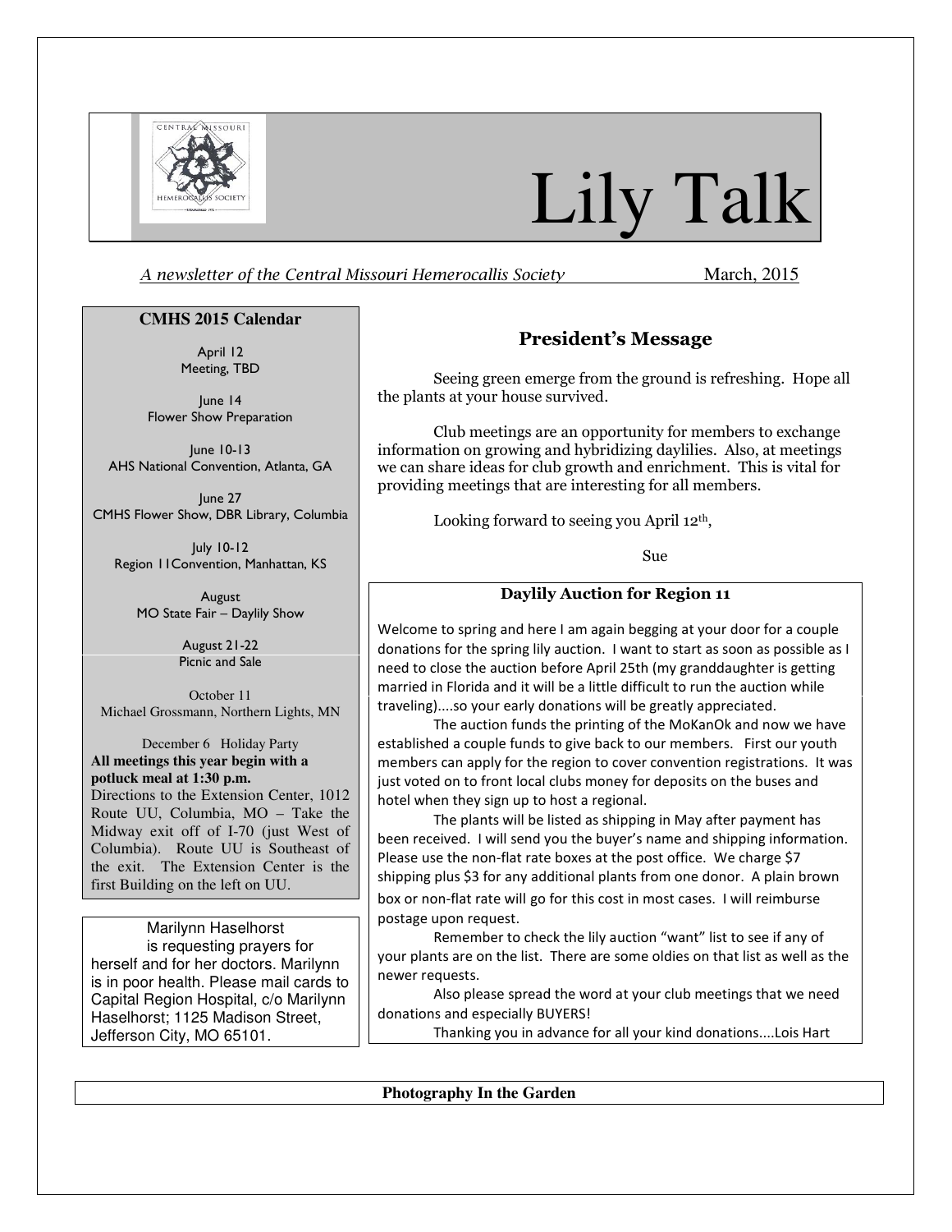# Lily Talk

*A newsletter of the Central Missouri Hemerocallis Society* March, 2015

## CMHS 2015 Calendar

April 12
Meeting, TBD

June 14
Flower Show Preparation

June 10-13
AHS National Convention, Atlanta, GA

June 27
CMHS Flower Show, DBR Library, Columbia

July 10-12
Region 11Convention, Manhattan, KS

August
MO State Fair – Daylily Show

August 21-22
Picnic and Sale

October 11
Michael Grossmann, Northern Lights, MN

December 6 Holiday Party

**All meetings this year begin with a potluck meal at 1:30 p.m.**

Directions to the Extension Center, 1012 Route UU, Columbia, MO – Take the Midway exit off of I-70 (just West of Columbia). Route UU is Southeast of the exit. The Extension Center is the first Building on the left on UU.

Marilynn Haselhorst is requesting prayers for herself and for her doctors. Marilynn is in poor health. Please mail cards to Capital Region Hospital, c/o Marilynn Haselhorst; 1125 Madison Street, Jefferson City, MO 65101.

## President's Message

Seeing green emerge from the ground is refreshing. Hope all the plants at your house survived.

Club meetings are an opportunity for members to exchange information on growing and hybridizing daylilies. Also, at meetings we can share ideas for club growth and enrichment. This is vital for providing meetings that are interesting for all members.

Looking forward to seeing you April 12th,

Sue

## Daylily Auction for Region 11

Welcome to spring and here I am again begging at your door for a couple donations for the spring lily auction. I want to start as soon as possible as I need to close the auction before April 25th (my granddaughter is getting married in Florida and it will be a little difficult to run the auction while traveling)....so your early donations will be greatly appreciated.

The auction funds the printing of the MoKanOk and now we have established a couple funds to give back to our members. First our youth members can apply for the region to cover convention registrations. It was just voted on to front local clubs money for deposits on the buses and hotel when they sign up to host a regional.

The plants will be listed as shipping in May after payment has been received. I will send you the buyer's name and shipping information. Please use the non-flat rate boxes at the post office. We charge $7 shipping plus $3 for any additional plants from one donor. A plain brown box or non-flat rate will go for this cost in most cases. I will reimburse postage upon request.

Remember to check the lily auction "want" list to see if any of your plants are on the list. There are some oldies on that list as well as the newer requests.

Also please spread the word at your club meetings that we need donations and especially BUYERS!

Thanking you in advance for all your kind donations....Lois Hart

## Photography In the Garden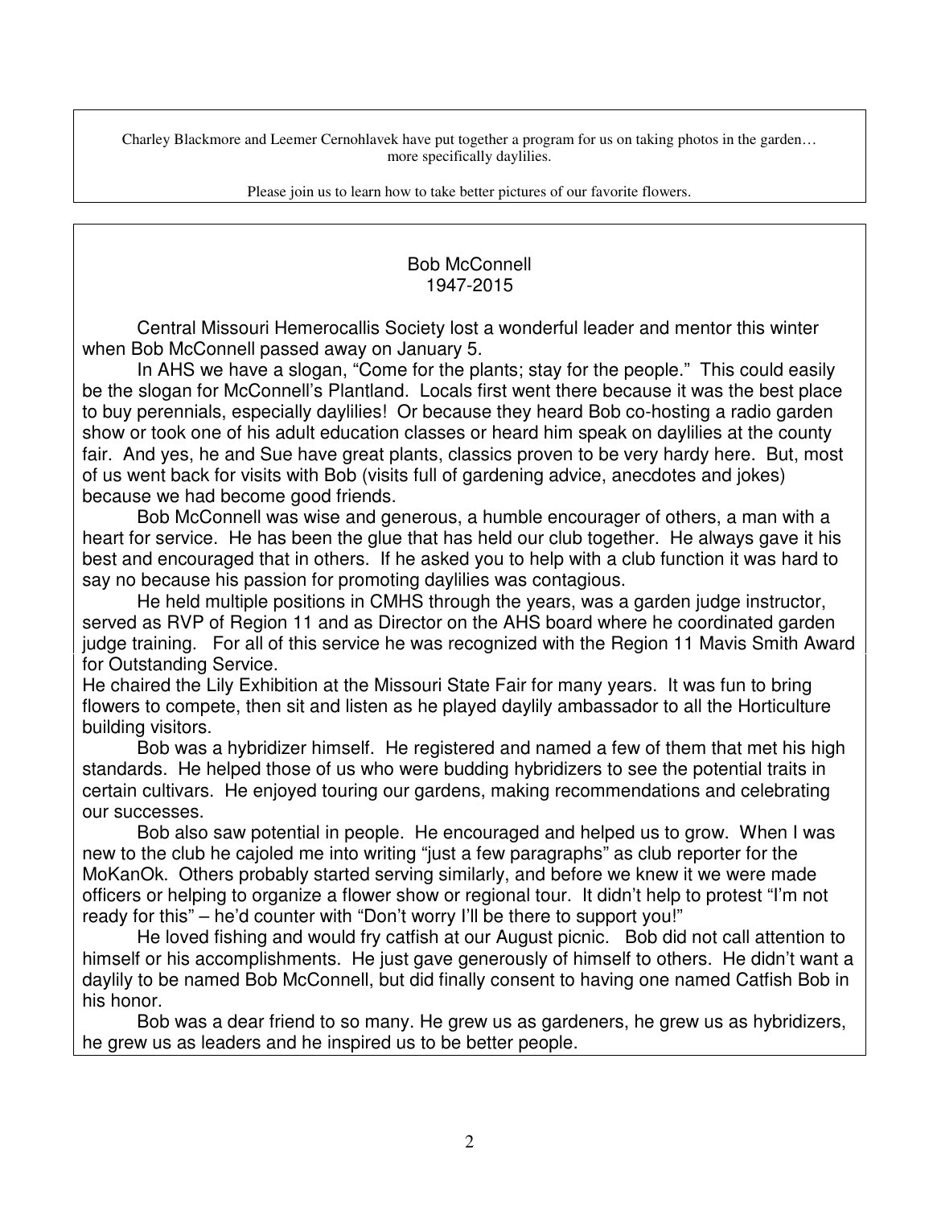Charley Blackmore and Leemer Cernohlavek have put together a program for us on taking photos in the garden… more specifically daylilies.

Please join us to learn how to take better pictures of our favorite flowers.

## Bob McConnell
## 1947-2015

Central Missouri Hemerocallis Society lost a wonderful leader and mentor this winter when Bob McConnell passed away on January 5.

In AHS we have a slogan, "Come for the plants; stay for the people." This could easily be the slogan for McConnell's Plantland. Locals first went there because it was the best place to buy perennials, especially daylilies! Or because they heard Bob co-hosting a radio garden show or took one of his adult education classes or heard him speak on daylilies at the county fair. And yes, he and Sue have great plants, classics proven to be very hardy here. But, most of us went back for visits with Bob (visits full of gardening advice, anecdotes and jokes) because we had become good friends.

Bob McConnell was wise and generous, a humble encourager of others, a man with a heart for service. He has been the glue that has held our club together. He always gave it his best and encouraged that in others. If he asked you to help with a club function it was hard to say no because his passion for promoting daylilies was contagious.

He held multiple positions in CMHS through the years, was a garden judge instructor, served as RVP of Region 11 and as Director on the AHS board where he coordinated garden judge training. For all of this service he was recognized with the Region 11 Mavis Smith Award for Outstanding Service.

He chaired the Lily Exhibition at the Missouri State Fair for many years. It was fun to bring flowers to compete, then sit and listen as he played daylily ambassador to all the Horticulture building visitors.

Bob was a hybridizer himself. He registered and named a few of them that met his high standards. He helped those of us who were budding hybridizers to see the potential traits in certain cultivars. He enjoyed touring our gardens, making recommendations and celebrating our successes.

Bob also saw potential in people. He encouraged and helped us to grow. When I was new to the club he cajoled me into writing "just a few paragraphs" as club reporter for the MoKanOk. Others probably started serving similarly, and before we knew it we were made officers or helping to organize a flower show or regional tour. It didn't help to protest "I'm not ready for this" – he'd counter with "Don't worry I'll be there to support you!"

He loved fishing and would fry catfish at our August picnic. Bob did not call attention to himself or his accomplishments. He just gave generously of himself to others. He didn't want a daylily to be named Bob McConnell, but did finally consent to having one named Catfish Bob in his honor.

Bob was a dear friend to so many. He grew us as gardeners, he grew us as hybridizers, he grew us as leaders and he inspired us to be better people.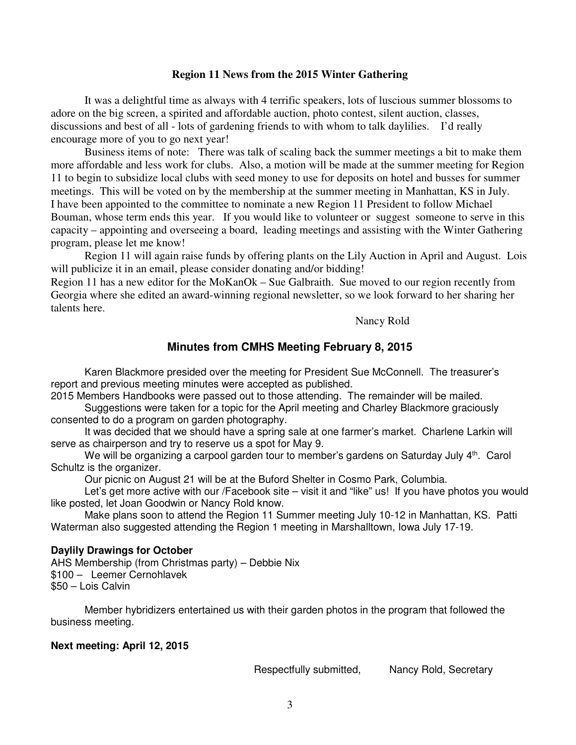## Region 11 News from the 2015 Winter Gathering

It was a delightful time as always with 4 terrific speakers, lots of luscious summer blossoms to adore on the big screen, a spirited and affordable auction, photo contest, silent auction, classes, discussions and best of all - lots of gardening friends to with whom to talk daylilies. I'd really encourage more of you to go next year!

Business items of note: There was talk of scaling back the summer meetings a bit to make them more affordable and less work for clubs. Also, a motion will be made at the summer meeting for Region 11 to begin to subsidize local clubs with seed money to use for deposits on hotel and busses for summer meetings. This will be voted on by the membership at the summer meeting in Manhattan, KS in July. I have been appointed to the committee to nominate a new Region 11 President to follow Michael Bouman, whose term ends this year. If you would like to volunteer or suggest someone to serve in this capacity – appointing and overseeing a board, leading meetings and assisting with the Winter Gathering program, please let me know!

Region 11 will again raise funds by offering plants on the Lily Auction in April and August. Lois will publicize it in an email, please consider donating and/or bidding!

Region 11 has a new editor for the MoKanOk – Sue Galbraith. Sue moved to our region recently from Georgia where she edited an award-winning regional newsletter, so we look forward to her sharing her talents here.

Nancy Rold

## Minutes from CMHS Meeting February 8, 2015

Karen Blackmore presided over the meeting for President Sue McConnell. The treasurer's report and previous meeting minutes were accepted as published.

2015 Members Handbooks were passed out to those attending. The remainder will be mailed.

Suggestions were taken for a topic for the April meeting and Charley Blackmore graciously consented to do a program on garden photography.

It was decided that we should have a spring sale at one farmer's market. Charlene Larkin will serve as chairperson and try to reserve us a spot for May 9.

We will be organizing a carpool garden tour to member's gardens on Saturday July 4th. Carol Schultz is the organizer.

Our picnic on August 21 will be at the Buford Shelter in Cosmo Park, Columbia.

Let's get more active with our /Facebook site – visit it and "like" us! If you have photos you would like posted, let Joan Goodwin or Nancy Rold know.

Make plans soon to attend the Region 11 Summer meeting July 10-12 in Manhattan, KS. Patti Waterman also suggested attending the Region 1 meeting in Marshalltown, Iowa July 17-19.

**Daylily Drawings for October**

AHS Membership (from Christmas party) – Debbie Nix
$100 – Leemer Cernohlavek
$50 – Lois Calvin

Member hybridizers entertained us with their garden photos in the program that followed the business meeting.

**Next meeting: April 12, 2015**

Respectfully submitted, Nancy Rold, Secretary